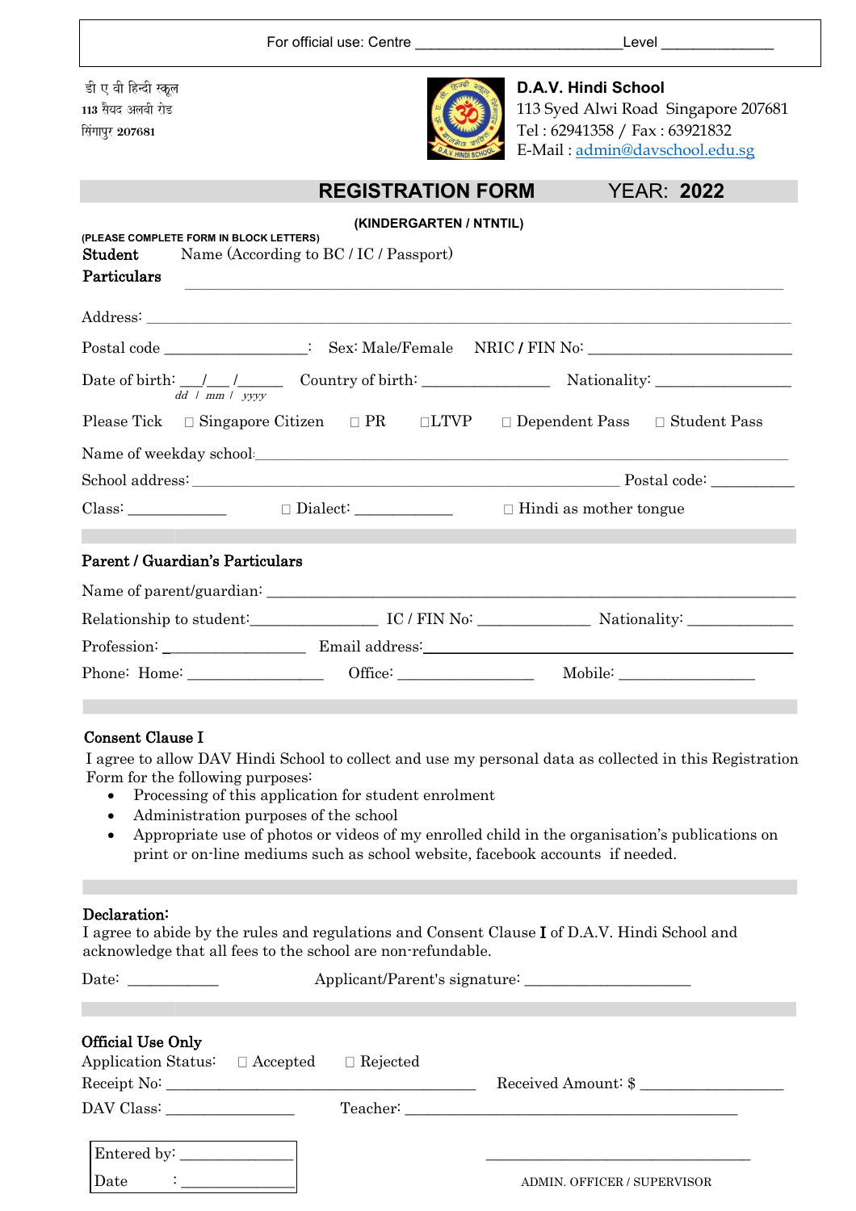For official use: Centre ___________________________ Level _______________

डी ए वी हिन्दी स्कूल
113 सैयद अलवी रोड
सिंगापुर 207681

**D.A.V. Hindi School**
113 Syed Alwi Road Singapore 207681
Tel : 62941358 / Fax : 63921832
E-Mail : admin@davschool.edu.sg

# REGISTRATION FORM YEAR: 2022

**(KINDERGARTEN / NTNTIL)**

**(PLEASE COMPLETE FORM IN BLOCK LETTERS)**

**Student Particulars** Name (According to BC / IC / Passport)

_______________________________________________________________________________

Address: _______________________________________________________________________________

Postal code _________________: Sex: Male/Female NRIC / FIN No: ___________________________

Date of birth: ___/___/______ Country of birth: ________________ Nationality: _________________
*dd / mm / yyyy*

Please Tick ☐ Singapore Citizen ☐ PR ☐LTVP ☐ Dependent Pass ☐ Student Pass

Name of weekday school: _______________________________________________________________________________

School address: _______________________________________________________ Postal code: ___________

Class: _____________ ☐ Dialect: _____________ ☐ Hindi as mother tongue

## Parent / Guardian's Particulars

Name of parent/guardian: _______________________________________________________________________________

Relationship to student: _______________ IC / FIN No: ______________ Nationality: _____________

Profession: __________________ Email address: _________________________________________________

Phone: Home: _________________ Office: _________________ Mobile: _________________

## Consent Clause I

I agree to allow DAV Hindi School to collect and use my personal data as collected in this Registration Form for the following purposes:

- Processing of this application for student enrolment
- Administration purposes of the school
- Appropriate use of photos or videos of my enrolled child in the organisation's publications on print or on-line mediums such as school website, facebook accounts if needed.

## Declaration:

I agree to abide by the rules and regulations and Consent Clause I of D.A.V. Hindi School and acknowledge that all fees to the school are non-refundable.

Date: ___________ Applicant/Parent's signature: _____________________

## Official Use Only

Application Status: ☐ Accepted ☐ Rejected

Receipt No: _______________________________________ Received Amount: $ __________________

DAV Class: ________________ Teacher: ___________________________________________

Entered by: ______________
Date : ______________

___________________________
ADMIN. OFFICER / SUPERVISOR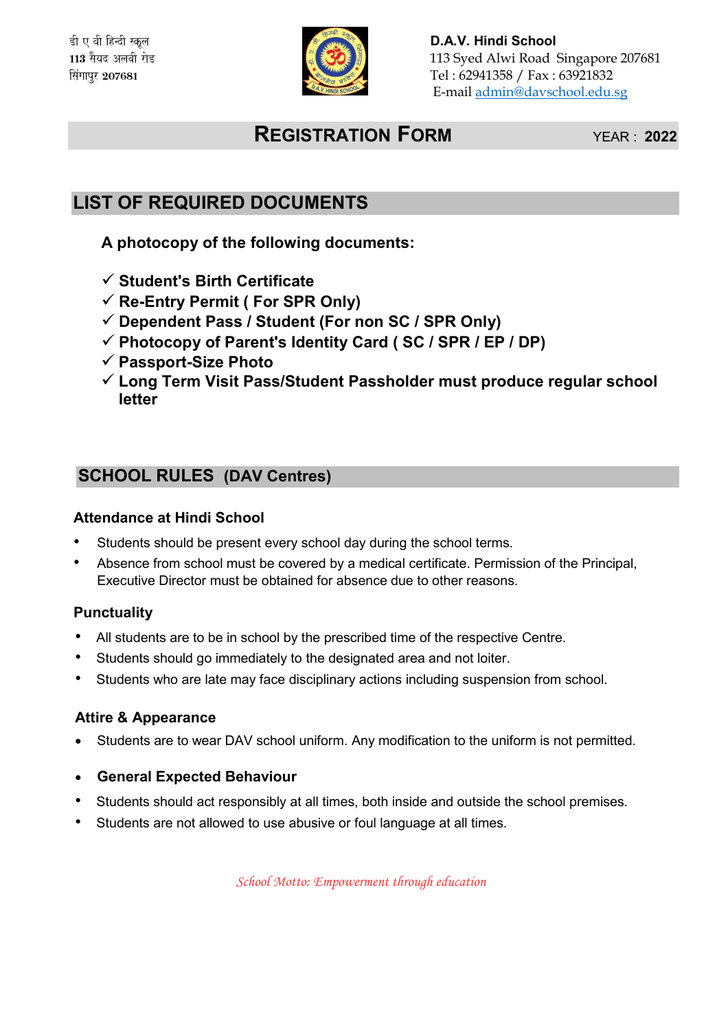डी ए वी हिन्दी स्कूल
113 सैयद अलवी रोड
सिंगापुर 207681

**D.A.V. Hindi School**
113 Syed Alwi Road Singapore 207681
Tel : 62941358 / Fax : 63921832
E-mail admin@davschool.edu.sg

# REGISTRATION FORM

YEAR : **2022**

## LIST OF REQUIRED DOCUMENTS

**A photocopy of the following documents:**

- ✓ **Student's Birth Certificate**
- ✓ **Re-Entry Permit ( For SPR Only)**
- ✓ **Dependent Pass / Student (For non SC / SPR Only)**
- ✓ **Photocopy of Parent's Identity Card ( SC / SPR / EP / DP)**
- ✓ **Passport-Size Photo**
- ✓ **Long Term Visit Pass/Student Passholder must produce regular school letter**

## SCHOOL RULES (DAV Centres)

### Attendance at Hindi School

- Students should be present every school day during the school terms.
- Absence from school must be covered by a medical certificate. Permission of the Principal, Executive Director must be obtained for absence due to other reasons.

### Punctuality

- All students are to be in school by the prescribed time of the respective Centre.
- Students should go immediately to the designated area and not loiter.
- Students who are late may face disciplinary actions including suspension from school.

### Attire & Appearance

- Students are to wear DAV school uniform. Any modification to the uniform is not permitted.

- **General Expected Behaviour**

- Students should act responsibly at all times, both inside and outside the school premises.
- Students are not allowed to use abusive or foul language at all times.

*School Motto: Empowerment through education*